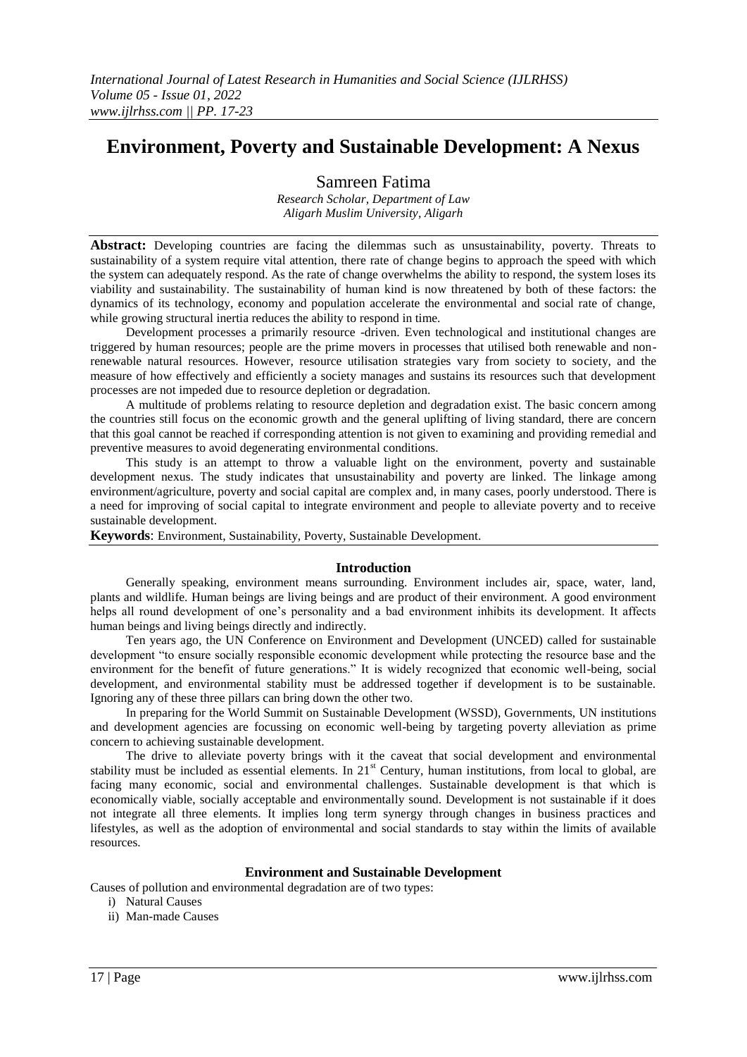# Environment, Poverty and Sustainable Development: A Nexus

Samreen Fatima

*Research Scholar, Department of Law*
*Aligarh Muslim University, Aligarh*

**Abstract:** Developing countries are facing the dilemmas such as unsustainability, poverty. Threats to sustainability of a system require vital attention, there rate of change begins to approach the speed with which the system can adequately respond. As the rate of change overwhelms the ability to respond, the system loses its viability and sustainability. The sustainability of human kind is now threatened by both of these factors: the dynamics of its technology, economy and population accelerate the environmental and social rate of change, while growing structural inertia reduces the ability to respond in time.

Development processes a primarily resource -driven. Even technological and institutional changes are triggered by human resources; people are the prime movers in processes that utilised both renewable and non-renewable natural resources. However, resource utilisation strategies vary from society to society, and the measure of how effectively and efficiently a society manages and sustains its resources such that development processes are not impeded due to resource depletion or degradation.

A multitude of problems relating to resource depletion and degradation exist. The basic concern among the countries still focus on the economic growth and the general uplifting of living standard, there are concern that this goal cannot be reached if corresponding attention is not given to examining and providing remedial and preventive measures to avoid degenerating environmental conditions.

This study is an attempt to throw a valuable light on the environment, poverty and sustainable development nexus. The study indicates that unsustainability and poverty are linked. The linkage among environment/agriculture, poverty and social capital are complex and, in many cases, poorly understood. There is a need for improving of social capital to integrate environment and people to alleviate poverty and to receive sustainable development.

**Keywords**: Environment, Sustainability, Poverty, Sustainable Development.

## Introduction

Generally speaking, environment means surrounding. Environment includes air, space, water, land, plants and wildlife. Human beings are living beings and are product of their environment. A good environment helps all round development of one's personality and a bad environment inhibits its development. It affects human beings and living beings directly and indirectly.

Ten years ago, the UN Conference on Environment and Development (UNCED) called for sustainable development "to ensure socially responsible economic development while protecting the resource base and the environment for the benefit of future generations." It is widely recognized that economic well-being, social development, and environmental stability must be addressed together if development is to be sustainable. Ignoring any of these three pillars can bring down the other two.

In preparing for the World Summit on Sustainable Development (WSSD), Governments, UN institutions and development agencies are focussing on economic well-being by targeting poverty alleviation as prime concern to achieving sustainable development.

The drive to alleviate poverty brings with it the caveat that social development and environmental stability must be included as essential elements. In 21st Century, human institutions, from local to global, are facing many economic, social and environmental challenges. Sustainable development is that which is economically viable, socially acceptable and environmentally sound. Development is not sustainable if it does not integrate all three elements. It implies long term synergy through changes in business practices and lifestyles, as well as the adoption of environmental and social standards to stay within the limits of available resources.

## Environment and Sustainable Development

Causes of pollution and environmental degradation are of two types:

i) Natural Causes
ii) Man-made Causes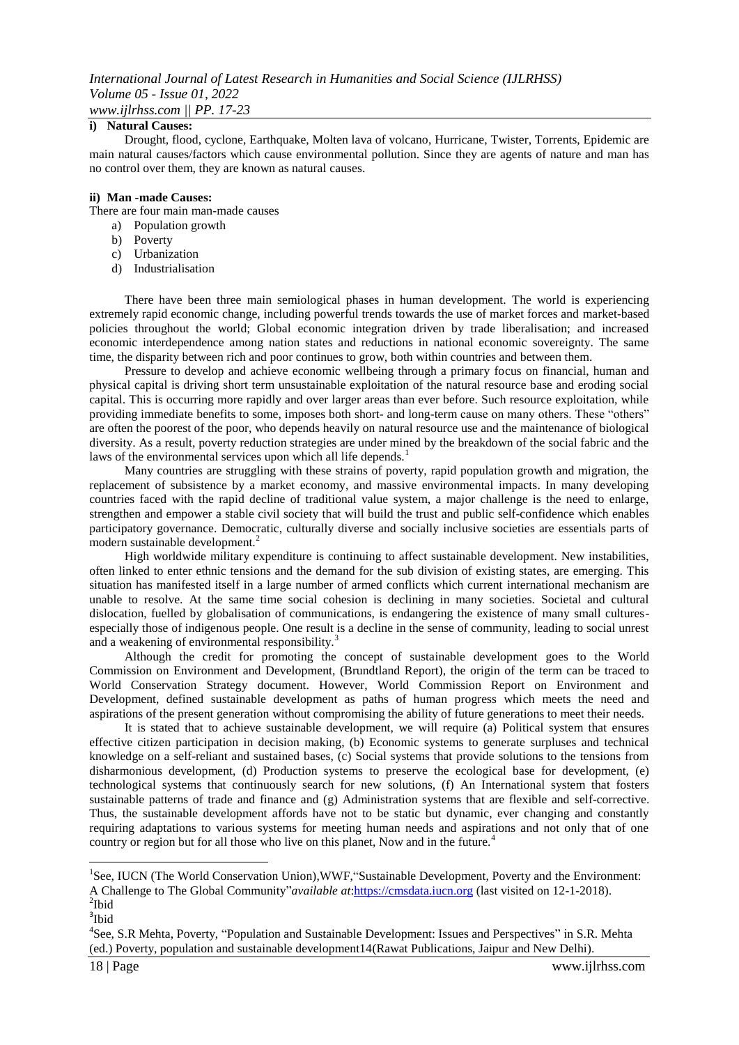**i) Natural Causes:**

Drought, flood, cyclone, Earthquake, Molten lava of volcano, Hurricane, Twister, Torrents, Epidemic are main natural causes/factors which cause environmental pollution. Since they are agents of nature and man has no control over them, they are known as natural causes.

**ii) Man -made Causes:**

There are four main man-made causes

a) Population growth
b) Poverty
c) Urbanization
d) Industrialisation

There have been three main semiological phases in human development. The world is experiencing extremely rapid economic change, including powerful trends towards the use of market forces and market-based policies throughout the world; Global economic integration driven by trade liberalisation; and increased economic interdependence among nation states and reductions in national economic sovereignty. The same time, the disparity between rich and poor continues to grow, both within countries and between them.

Pressure to develop and achieve economic wellbeing through a primary focus on financial, human and physical capital is driving short term unsustainable exploitation of the natural resource base and eroding social capital. This is occurring more rapidly and over larger areas than ever before. Such resource exploitation, while providing immediate benefits to some, imposes both short- and long-term cause on many others. These "others" are often the poorest of the poor, who depends heavily on natural resource use and the maintenance of biological diversity. As a result, poverty reduction strategies are under mined by the breakdown of the social fabric and the laws of the environmental services upon which all life depends.[1]

Many countries are struggling with these strains of poverty, rapid population growth and migration, the replacement of subsistence by a market economy, and massive environmental impacts. In many developing countries faced with the rapid decline of traditional value system, a major challenge is the need to enlarge, strengthen and empower a stable civil society that will build the trust and public self-confidence which enables participatory governance. Democratic, culturally diverse and socially inclusive societies are essentials parts of modern sustainable development.[2]

High worldwide military expenditure is continuing to affect sustainable development. New instabilities, often linked to enter ethnic tensions and the demand for the sub division of existing states, are emerging. This situation has manifested itself in a large number of armed conflicts which current international mechanism are unable to resolve. At the same time social cohesion is declining in many societies. Societal and cultural dislocation, fuelled by globalisation of communications, is endangering the existence of many small cultures-especially those of indigenous people. One result is a decline in the sense of community, leading to social unrest and a weakening of environmental responsibility.[3]

Although the credit for promoting the concept of sustainable development goes to the World Commission on Environment and Development, (Brundtland Report), the origin of the term can be traced to World Conservation Strategy document. However, World Commission Report on Environment and Development, defined sustainable development as paths of human progress which meets the need and aspirations of the present generation without compromising the ability of future generations to meet their needs.

It is stated that to achieve sustainable development, we will require (a) Political system that ensures effective citizen participation in decision making, (b) Economic systems to generate surpluses and technical knowledge on a self-reliant and sustained bases, (c) Social systems that provide solutions to the tensions from disharmonious development, (d) Production systems to preserve the ecological base for development, (e) technological systems that continuously search for new solutions, (f) An International system that fosters sustainable patterns of trade and finance and (g) Administration systems that are flexible and self-corrective. Thus, the sustainable development affords have not to be static but dynamic, ever changing and constantly requiring adaptations to various systems for meeting human needs and aspirations and not only that of one country or region but for all those who live on this planet, Now and in the future.[4]

---

[1] See, IUCN (The World Conservation Union),WWF,"Sustainable Development, Poverty and the Environment: A Challenge to The Global Community"*available at*:https://cmsdata.iucn.org (last visited on 12-1-2018).

[2] Ibid

[3] Ibid

[4] See, S.R Mehta, Poverty, "Population and Sustainable Development: Issues and Perspectives" in S.R. Mehta (ed.) Poverty, population and sustainable development14(Rawat Publications, Jaipur and New Delhi).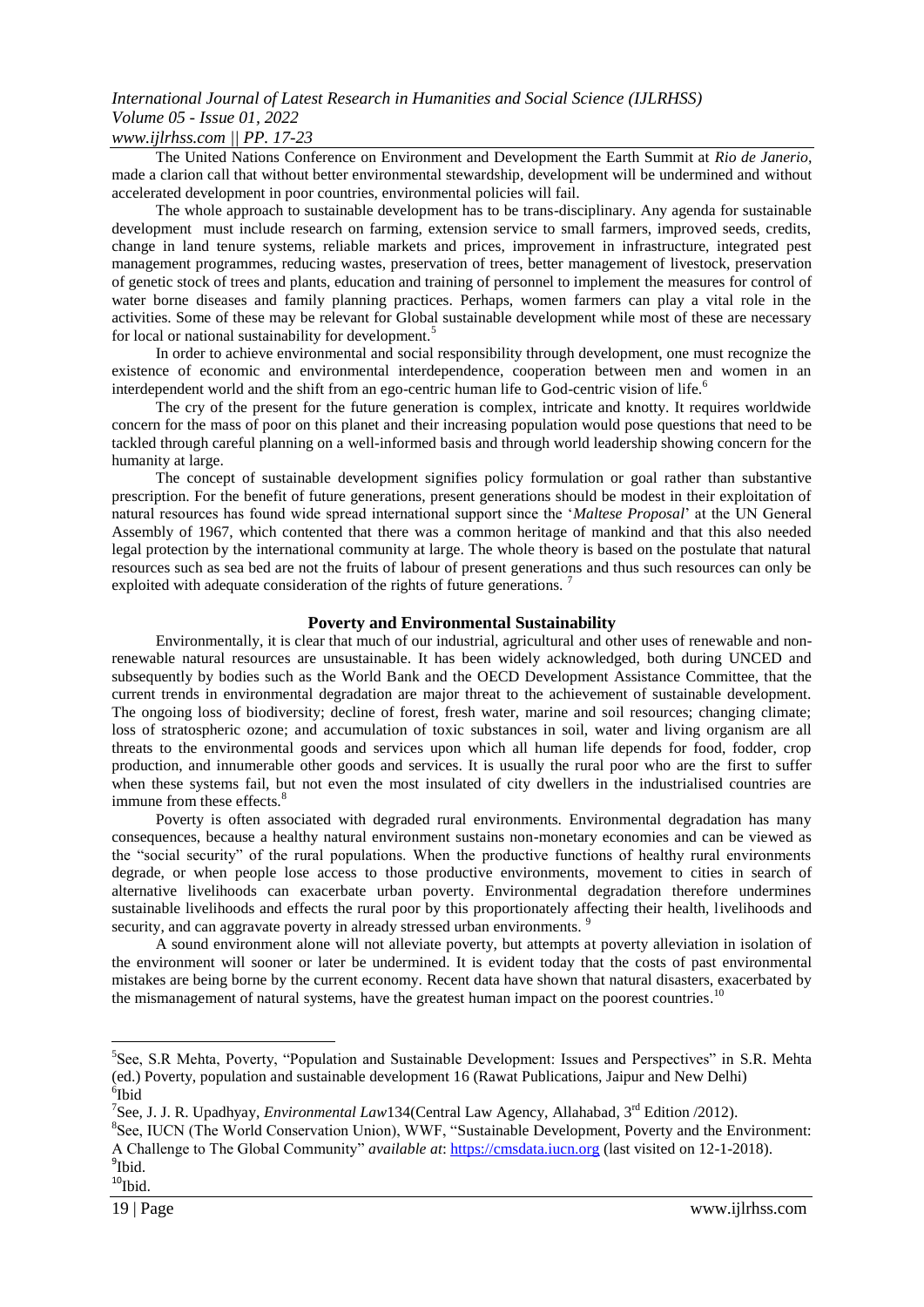The United Nations Conference on Environment and Development the Earth Summit at *Rio de Janerio*, made a clarion call that without better environmental stewardship, development will be undermined and without accelerated development in poor countries, environmental policies will fail.

The whole approach to sustainable development has to be trans-disciplinary. Any agenda for sustainable development must include research on farming, extension service to small farmers, improved seeds, credits, change in land tenure systems, reliable markets and prices, improvement in infrastructure, integrated pest management programmes, reducing wastes, preservation of trees, better management of livestock, preservation of genetic stock of trees and plants, education and training of personnel to implement the measures for control of water borne diseases and family planning practices. Perhaps, women farmers can play a vital role in the activities. Some of these may be relevant for Global sustainable development while most of these are necessary for local or national sustainability for development.[5]

In order to achieve environmental and social responsibility through development, one must recognize the existence of economic and environmental interdependence, cooperation between men and women in an interdependent world and the shift from an ego-centric human life to God-centric vision of life.[6]

The cry of the present for the future generation is complex, intricate and knotty. It requires worldwide concern for the mass of poor on this planet and their increasing population would pose questions that need to be tackled through careful planning on a well-informed basis and through world leadership showing concern for the humanity at large.

The concept of sustainable development signifies policy formulation or goal rather than substantive prescription. For the benefit of future generations, present generations should be modest in their exploitation of natural resources has found wide spread international support since the '*Maltese Proposal*' at the UN General Assembly of 1967, which contented that there was a common heritage of mankind and that this also needed legal protection by the international community at large. The whole theory is based on the postulate that natural resources such as sea bed are not the fruits of labour of present generations and thus such resources can only be exploited with adequate consideration of the rights of future generations. [7]

## Poverty and Environmental Sustainability

Environmentally, it is clear that much of our industrial, agricultural and other uses of renewable and non-renewable natural resources are unsustainable. It has been widely acknowledged, both during UNCED and subsequently by bodies such as the World Bank and the OECD Development Assistance Committee, that the current trends in environmental degradation are major threat to the achievement of sustainable development. The ongoing loss of biodiversity; decline of forest, fresh water, marine and soil resources; changing climate; loss of stratospheric ozone; and accumulation of toxic substances in soil, water and living organism are all threats to the environmental goods and services upon which all human life depends for food, fodder, crop production, and innumerable other goods and services. It is usually the rural poor who are the first to suffer when these systems fail, but not even the most insulated of city dwellers in the industrialised countries are immune from these effects.[8]

Poverty is often associated with degraded rural environments. Environmental degradation has many consequences, because a healthy natural environment sustains non-monetary economies and can be viewed as the "social security" of the rural populations. When the productive functions of healthy rural environments degrade, or when people lose access to those productive environments, movement to cities in search of alternative livelihoods can exacerbate urban poverty. Environmental degradation therefore undermines sustainable livelihoods and effects the rural poor by this proportionately affecting their health, livelihoods and security, and can aggravate poverty in already stressed urban environments. [9]

A sound environment alone will not alleviate poverty, but attempts at poverty alleviation in isolation of the environment will sooner or later be undermined. It is evident today that the costs of past environmental mistakes are being borne by the current economy. Recent data have shown that natural disasters, exacerbated by the mismanagement of natural systems, have the greatest human impact on the poorest countries.[10]

---

[5] See, S.R Mehta, Poverty, "Population and Sustainable Development: Issues and Perspectives" in S.R. Mehta (ed.) Poverty, population and sustainable development 16 (Rawat Publications, Jaipur and New Delhi)

[6] Ibid

[7] See, J. J. R. Upadhyay, *Environmental Law*134(Central Law Agency, Allahabad, 3rd Edition /2012).

[8] See, IUCN (The World Conservation Union), WWF, "Sustainable Development, Poverty and the Environment: A Challenge to The Global Community" *available at*: https://cmsdata.iucn.org (last visited on 12-1-2018).

[9] Ibid.

[10] Ibid.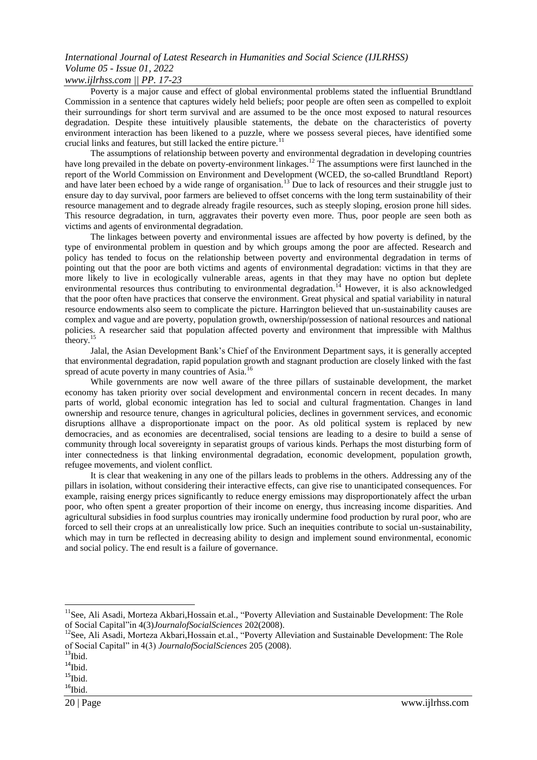Poverty is a major cause and effect of global environmental problems stated the influential Brundtland Commission in a sentence that captures widely held beliefs; poor people are often seen as compelled to exploit their surroundings for short term survival and are assumed to be the once most exposed to natural resources degradation. Despite these intuitively plausible statements, the debate on the characteristics of poverty environment interaction has been likened to a puzzle, where we possess several pieces, have identified some crucial links and features, but still lacked the entire picture.[11]

The assumptions of relationship between poverty and environmental degradation in developing countries have long prevailed in the debate on poverty-environment linkages.[12] The assumptions were first launched in the report of the World Commission on Environment and Development (WCED, the so-called Brundtland Report) and have later been echoed by a wide range of organisation.[13] Due to lack of resources and their struggle just to ensure day to day survival, poor farmers are believed to offset concerns with the long term sustainability of their resource management and to degrade already fragile resources, such as steeply sloping, erosion prone hill sides. This resource degradation, in turn, aggravates their poverty even more. Thus, poor people are seen both as victims and agents of environmental degradation.

The linkages between poverty and environmental issues are affected by how poverty is defined, by the type of environmental problem in question and by which groups among the poor are affected. Research and policy has tended to focus on the relationship between poverty and environmental degradation in terms of pointing out that the poor are both victims and agents of environmental degradation: victims in that they are more likely to live in ecologically vulnerable areas, agents in that they may have no option but deplete environmental resources thus contributing to environmental degradation.[14] However, it is also acknowledged that the poor often have practices that conserve the environment. Great physical and spatial variability in natural resource endowments also seem to complicate the picture. Harrington believed that un-sustainability causes are complex and vague and are poverty, population growth, ownership/possession of national resources and national policies. A researcher said that population affected poverty and environment that impressible with Malthus theory.[15]

Jalal, the Asian Development Bank's Chief of the Environment Department says, it is generally accepted that environmental degradation, rapid population growth and stagnant production are closely linked with the fast spread of acute poverty in many countries of Asia.[16]

While governments are now well aware of the three pillars of sustainable development, the market economy has taken priority over social development and environmental concern in recent decades. In many parts of world, global economic integration has led to social and cultural fragmentation. Changes in land ownership and resource tenure, changes in agricultural policies, declines in government services, and economic disruptions allhave a disproportionate impact on the poor. As old political system is replaced by new democracies, and as economies are decentralised, social tensions are leading to a desire to build a sense of community through local sovereignty in separatist groups of various kinds. Perhaps the most disturbing form of inter connectedness is that linking environmental degradation, economic development, population growth, refugee movements, and violent conflict.

It is clear that weakening in any one of the pillars leads to problems in the others. Addressing any of the pillars in isolation, without considering their interactive effects, can give rise to unanticipated consequences. For example, raising energy prices significantly to reduce energy emissions may disproportionately affect the urban poor, who often spent a greater proportion of their income on energy, thus increasing income disparities. And agricultural subsidies in food surplus countries may ironically undermine food production by rural poor, who are forced to sell their crops at an unrealistically low price. Such an inequities contribute to social un-sustainability, which may in turn be reflected in decreasing ability to design and implement sound environmental, economic and social policy. The end result is a failure of governance.

---

[11] See, Ali Asadi, Morteza Akbari,Hossain et.al., "Poverty Alleviation and Sustainable Development: The Role of Social Capital"in 4(3)*JournalofSocialSciences* 202(2008).

[12] See, Ali Asadi, Morteza Akbari,Hossain et.al., "Poverty Alleviation and Sustainable Development: The Role of Social Capital" in 4(3) *JournalofSocialSciences* 205 (2008).

[13] Ibid.

[14] Ibid.

[15] Ibid.

[16] Ibid.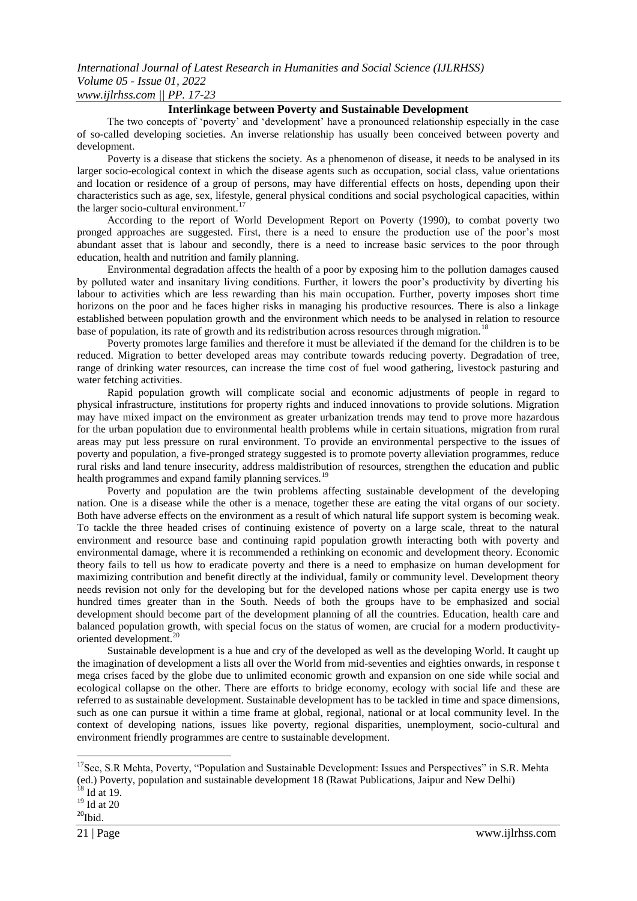## Interlinkage between Poverty and Sustainable Development

The two concepts of 'poverty' and 'development' have a pronounced relationship especially in the case of so-called developing societies. An inverse relationship has usually been conceived between poverty and development.

Poverty is a disease that stickens the society. As a phenomenon of disease, it needs to be analysed in its larger socio-ecological context in which the disease agents such as occupation, social class, value orientations and location or residence of a group of persons, may have differential effects on hosts, depending upon their characteristics such as age, sex, lifestyle, general physical conditions and social psychological capacities, within the larger socio-cultural environment.[17]

According to the report of World Development Report on Poverty (1990), to combat poverty two pronged approaches are suggested. First, there is a need to ensure the production use of the poor's most abundant asset that is labour and secondly, there is a need to increase basic services to the poor through education, health and nutrition and family planning.

Environmental degradation affects the health of a poor by exposing him to the pollution damages caused by polluted water and insanitary living conditions. Further, it lowers the poor's productivity by diverting his labour to activities which are less rewarding than his main occupation. Further, poverty imposes short time horizons on the poor and he faces higher risks in managing his productive resources. There is also a linkage established between population growth and the environment which needs to be analysed in relation to resource base of population, its rate of growth and its redistribution across resources through migration.[18]

Poverty promotes large families and therefore it must be alleviated if the demand for the children is to be reduced. Migration to better developed areas may contribute towards reducing poverty. Degradation of tree, range of drinking water resources, can increase the time cost of fuel wood gathering, livestock pasturing and water fetching activities.

Rapid population growth will complicate social and economic adjustments of people in regard to physical infrastructure, institutions for property rights and induced innovations to provide solutions. Migration may have mixed impact on the environment as greater urbanization trends may tend to prove more hazardous for the urban population due to environmental health problems while in certain situations, migration from rural areas may put less pressure on rural environment. To provide an environmental perspective to the issues of poverty and population, a five-pronged strategy suggested is to promote poverty alleviation programmes, reduce rural risks and land tenure insecurity, address maldistribution of resources, strengthen the education and public health programmes and expand family planning services.[19]

Poverty and population are the twin problems affecting sustainable development of the developing nation. One is a disease while the other is a menace, together these are eating the vital organs of our society. Both have adverse effects on the environment as a result of which natural life support system is becoming weak. To tackle the three headed crises of continuing existence of poverty on a large scale, threat to the natural environment and resource base and continuing rapid population growth interacting both with poverty and environmental damage, where it is recommended a rethinking on economic and development theory. Economic theory fails to tell us how to eradicate poverty and there is a need to emphasize on human development for maximizing contribution and benefit directly at the individual, family or community level. Development theory needs revision not only for the developing but for the developed nations whose per capita energy use is two hundred times greater than in the South. Needs of both the groups have to be emphasized and social development should become part of the development planning of all the countries. Education, health care and balanced population growth, with special focus on the status of women, are crucial for a modern productivity-oriented development.[20]

Sustainable development is a hue and cry of the developed as well as the developing World. It caught up the imagination of development a lists all over the World from mid-seventies and eighties onwards, in response t mega crises faced by the globe due to unlimited economic growth and expansion on one side while social and ecological collapse on the other. There are efforts to bridge economy, ecology with social life and these are referred to as sustainable development. Sustainable development has to be tackled in time and space dimensions, such as one can pursue it within a time frame at global, regional, national or at local community level. In the context of developing nations, issues like poverty, regional disparities, unemployment, socio-cultural and environment friendly programmes are centre to sustainable development.

---

[17] See, S.R Mehta, Poverty, "Population and Sustainable Development: Issues and Perspectives" in S.R. Mehta (ed.) Poverty, population and sustainable development 18 (Rawat Publications, Jaipur and New Delhi)

[18] Id at 19.

[19] Id at 20

[20] Ibid.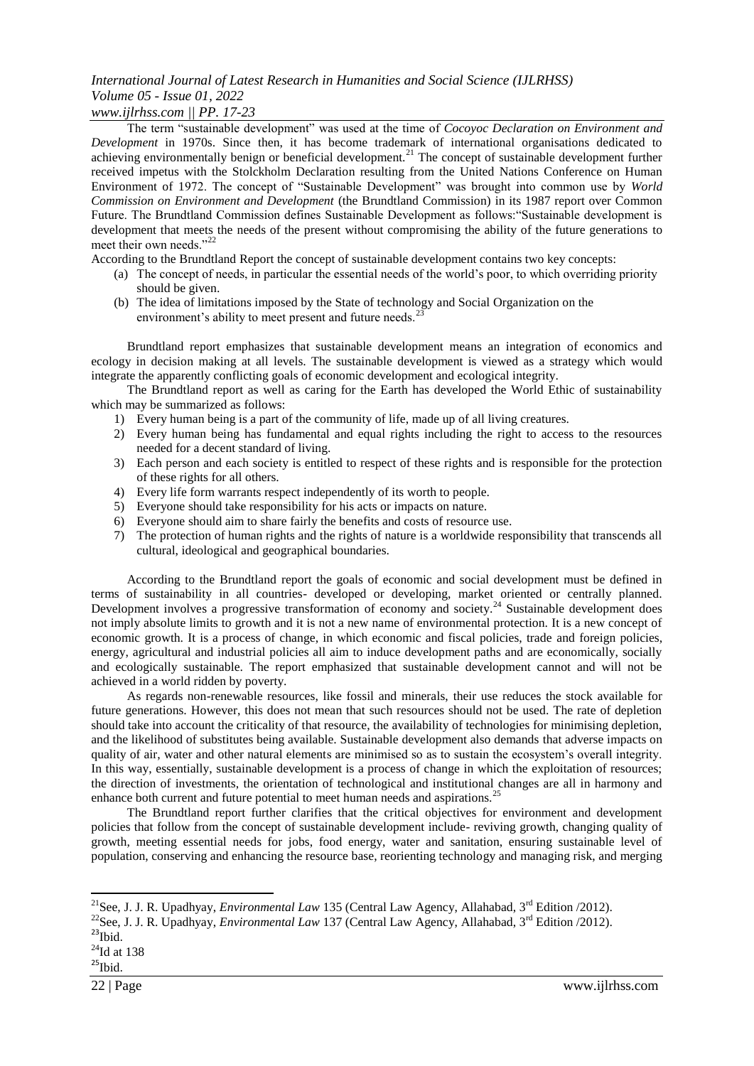The term "sustainable development" was used at the time of *Cocoyoc Declaration on Environment and Development* in 1970s. Since then, it has become trademark of international organisations dedicated to achieving environmentally benign or beneficial development.[21] The concept of sustainable development further received impetus with the Stolckholm Declaration resulting from the United Nations Conference on Human Environment of 1972. The concept of "Sustainable Development" was brought into common use by *World Commission on Environment and Development* (the Brundtland Commission) in its 1987 report over Common Future. The Brundtland Commission defines Sustainable Development as follows:"Sustainable development is development that meets the needs of the present without compromising the ability of the future generations to meet their own needs."[22]

According to the Brundtland Report the concept of sustainable development contains two key concepts:

(a) The concept of needs, in particular the essential needs of the world's poor, to which overriding priority should be given.
(b) The idea of limitations imposed by the State of technology and Social Organization on the environment's ability to meet present and future needs.[23]

Brundtland report emphasizes that sustainable development means an integration of economics and ecology in decision making at all levels. The sustainable development is viewed as a strategy which would integrate the apparently conflicting goals of economic development and ecological integrity.

The Brundtland report as well as caring for the Earth has developed the World Ethic of sustainability which may be summarized as follows:

1) Every human being is a part of the community of life, made up of all living creatures.
2) Every human being has fundamental and equal rights including the right to access to the resources needed for a decent standard of living.
3) Each person and each society is entitled to respect of these rights and is responsible for the protection of these rights for all others.
4) Every life form warrants respect independently of its worth to people.
5) Everyone should take responsibility for his acts or impacts on nature.
6) Everyone should aim to share fairly the benefits and costs of resource use.
7) The protection of human rights and the rights of nature is a worldwide responsibility that transcends all cultural, ideological and geographical boundaries.

According to the Brundtland report the goals of economic and social development must be defined in terms of sustainability in all countries- developed or developing, market oriented or centrally planned. Development involves a progressive transformation of economy and society.[24] Sustainable development does not imply absolute limits to growth and it is not a new name of environmental protection. It is a new concept of economic growth. It is a process of change, in which economic and fiscal policies, trade and foreign policies, energy, agricultural and industrial policies all aim to induce development paths and are economically, socially and ecologically sustainable. The report emphasized that sustainable development cannot and will not be achieved in a world ridden by poverty.

As regards non-renewable resources, like fossil and minerals, their use reduces the stock available for future generations. However, this does not mean that such resources should not be used. The rate of depletion should take into account the criticality of that resource, the availability of technologies for minimising depletion, and the likelihood of substitutes being available. Sustainable development also demands that adverse impacts on quality of air, water and other natural elements are minimised so as to sustain the ecosystem's overall integrity. In this way, essentially, sustainable development is a process of change in which the exploitation of resources; the direction of investments, the orientation of technological and institutional changes are all in harmony and enhance both current and future potential to meet human needs and aspirations.[25]

The Brundtland report further clarifies that the critical objectives for environment and development policies that follow from the concept of sustainable development include- reviving growth, changing quality of growth, meeting essential needs for jobs, food energy, water and sanitation, ensuring sustainable level of population, conserving and enhancing the resource base, reorienting technology and managing risk, and merging

---

[21] See, J. J. R. Upadhyay, *Environmental Law* 135 (Central Law Agency, Allahabad, 3rd Edition /2012).
[22] See, J. J. R. Upadhyay, *Environmental Law* 137 (Central Law Agency, Allahabad, 3rd Edition /2012).
[23] Ibid.
[24] Id at 138
[25] Ibid.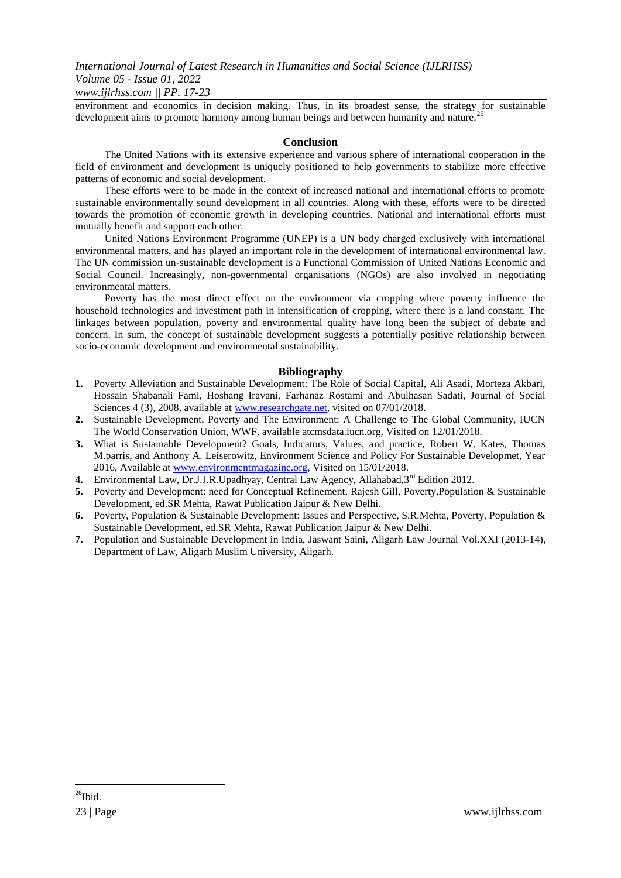environment and economics in decision making. Thus, in its broadest sense, the strategy for sustainable development aims to promote harmony among human beings and between humanity and nature.[26]

## Conclusion

The United Nations with its extensive experience and various sphere of international cooperation in the field of environment and development is uniquely positioned to help governments to stabilize more effective patterns of economic and social development.

These efforts were to be made in the context of increased national and international efforts to promote sustainable environmentally sound development in all countries. Along with these, efforts were to be directed towards the promotion of economic growth in developing countries. National and international efforts must mutually benefit and support each other.

United Nations Environment Programme (UNEP) is a UN body charged exclusively with international environmental matters, and has played an important role in the development of international environmental law. The UN commission un-sustainable development is a Functional Commission of United Nations Economic and Social Council. Increasingly, non-governmental organisations (NGOs) are also involved in negotiating environmental matters.

Poverty has the most direct effect on the environment via cropping where poverty influence the household technologies and investment path in intensification of cropping, where there is a land constant. The linkages between population, poverty and environmental quality have long been the subject of debate and concern. In sum, the concept of sustainable development suggests a potentially positive relationship between socio-economic development and environmental sustainability.

## Bibliography

1. Poverty Alleviation and Sustainable Development: The Role of Social Capital, Ali Asadi, Morteza Akbari, Hossain Shabanali Fami, Hoshang Iravani, Farhanaz Rostami and Abulhasan Sadati, Journal of Social Sciences 4 (3), 2008, available at www.researchgate.net, visited on 07/01/2018.
2. Sustainable Development, Poverty and The Environment: A Challenge to The Global Community, IUCN The World Conservation Union, WWF, available atcmsdata.iucn.org, Visited on 12/01/2018.
3. What is Sustainable Development? Goals, Indicators, Values, and practice, Robert W. Kates, Thomas M.parris, and Anthony A. Leiserowitz, Environment Science and Policy For Sustainable Developmet, Year 2016, Available at www.environmentmagazine.org, Visited on 15/01/2018.
4. Environmental Law, Dr.J.J.R.Upadhyay, Central Law Agency, Allahabad,3rd Edition 2012.
5. Poverty and Development: need for Conceptual Refinement, Rajesh Gill, Poverty,Population & Sustainable Development, ed.SR Mehta, Rawat Publication Jaipur & New Delhi.
6. Poverty, Population & Sustainable Development: Issues and Perspective, S.R.Mehta, Poverty, Population & Sustainable Development, ed.SR Mehta, Rawat Publication Jaipur & New Delhi.
7. Population and Sustainable Development in India, Jaswant Saini, Aligarh Law Journal Vol.XXI (2013-14), Department of Law, Aligarh Muslim University, Aligarh.

---

[26] Ibid.